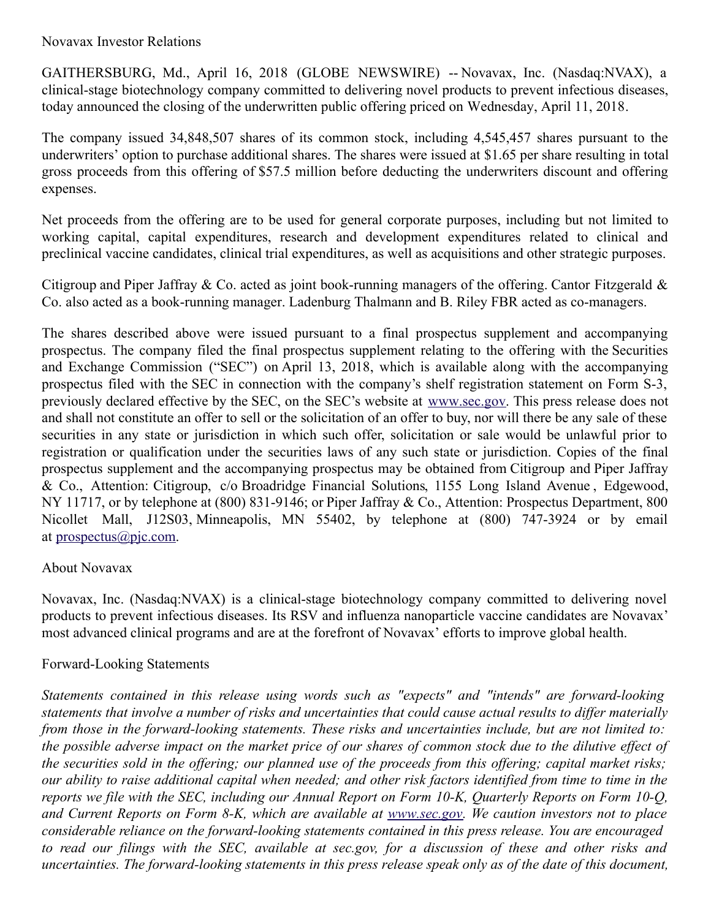Novavax Investor Relations

GAITHERSBURG, Md., April 16, 2018 (GLOBE NEWSWIRE) -- Novavax, Inc. (Nasdaq:NVAX), a clinical-stage biotechnology company committed to delivering novel products to prevent infectious diseases, today announced the closing of the underwritten public offering priced on Wednesday, April 11, 2018.

The company issued 34,848,507 shares of its common stock, including 4,545,457 shares pursuant to the underwriters' option to purchase additional shares. The shares were issued at $1.65 per share resulting in total gross proceeds from this offering of $57.5 million before deducting the underwriters discount and offering expenses.

Net proceeds from the offering are to be used for general corporate purposes, including but not limited to working capital, capital expenditures, research and development expenditures related to clinical and preclinical vaccine candidates, clinical trial expenditures, as well as acquisitions and other strategic purposes.

Citigroup and Piper Jaffray & Co. acted as joint book-running managers of the offering. Cantor Fitzgerald & Co. also acted as a book-running manager. Ladenburg Thalmann and B. Riley FBR acted as co-managers.

The shares described above were issued pursuant to a final prospectus supplement and accompanying prospectus. The company filed the final prospectus supplement relating to the offering with the Securities and Exchange Commission ("SEC") on April 13, 2018, which is available along with the accompanying prospectus filed with the SEC in connection with the company's shelf registration statement on Form S-3, previously declared effective by the SEC, on the SEC's website at www.sec.gov. This press release does not and shall not constitute an offer to sell or the solicitation of an offer to buy, nor will there be any sale of these securities in any state or jurisdiction in which such offer, solicitation or sale would be unlawful prior to registration or qualification under the securities laws of any such state or jurisdiction. Copies of the final prospectus supplement and the accompanying prospectus may be obtained from Citigroup and Piper Jaffray & Co., Attention: Citigroup, c/o Broadridge Financial Solutions, 1155 Long Island Avenue, Edgewood, NY 11717, or by telephone at (800) 831-9146; or Piper Jaffray & Co., Attention: Prospectus Department, 800 Nicollet Mall, J12S03, Minneapolis, MN 55402, by telephone at (800) 747-3924 or by email at prospectus@pjc.com.

## About Novavax

Novavax, Inc. (Nasdaq:NVAX) is a clinical-stage biotechnology company committed to delivering novel products to prevent infectious diseases. Its RSV and influenza nanoparticle vaccine candidates are Novavax' most advanced clinical programs and are at the forefront of Novavax' efforts to improve global health.

## Forward-Looking Statements

*Statements contained in this release using words such as "expects" and "intends" are forward-looking statements that involve a number of risks and uncertainties that could cause actual results to differ materially from those in the forward-looking statements. These risks and uncertainties include, but are not limited to: the possible adverse impact on the market price of our shares of common stock due to the dilutive effect of the securities sold in the offering; our planned use of the proceeds from this offering; capital market risks; our ability to raise additional capital when needed; and other risk factors identified from time to time in the reports we file with the SEC, including our Annual Report on Form 10-K, Quarterly Reports on Form 10-Q, and Current Reports on Form 8-K, which are available at www.sec.gov. We caution investors not to place considerable reliance on the forward-looking statements contained in this press release. You are encouraged to read our filings with the SEC, available at sec.gov, for a discussion of these and other risks and uncertainties. The forward-looking statements in this press release speak only as of the date of this document,*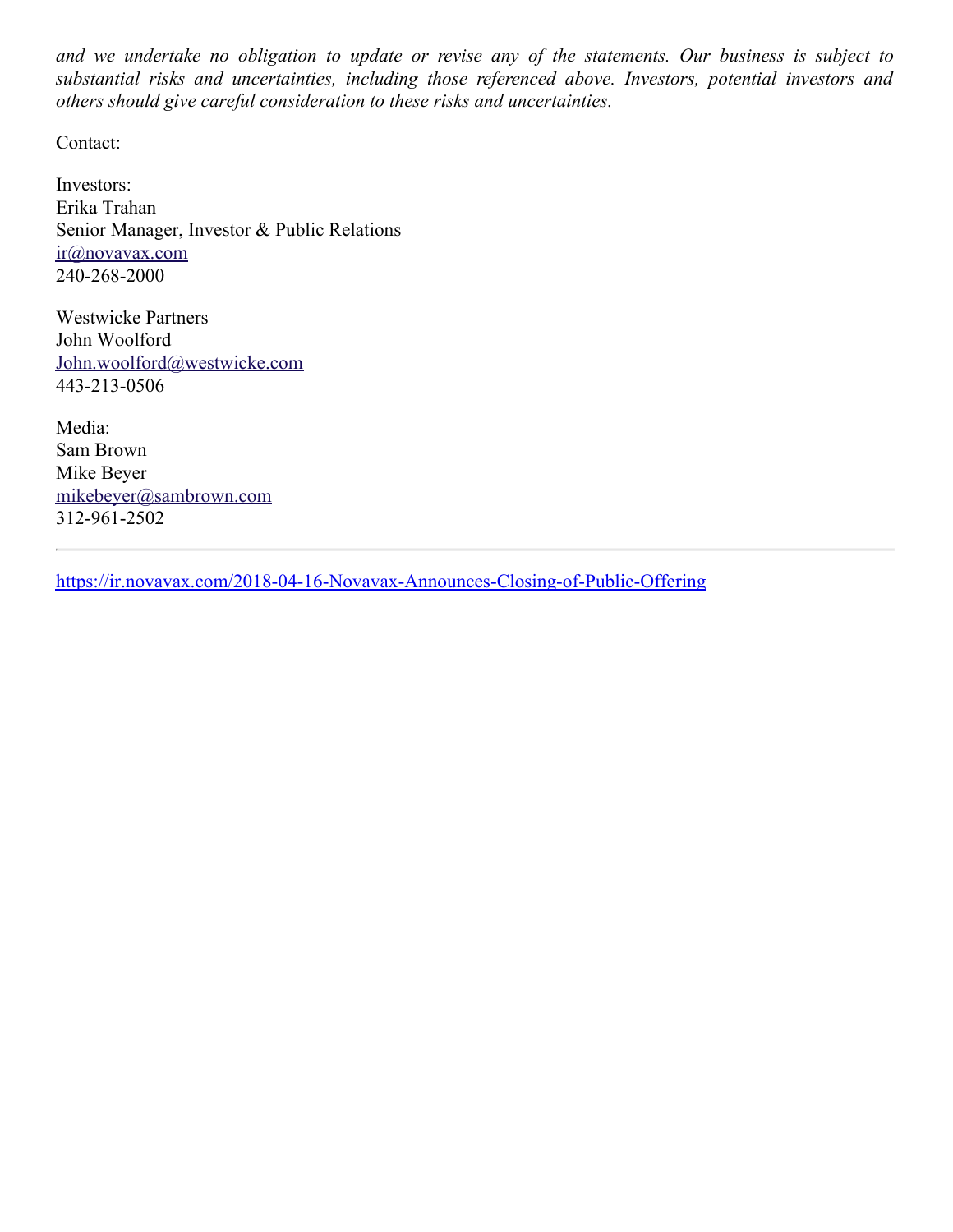*and we undertake no obligation to update or revise any of the statements. Our business is subject to substantial risks and uncertainties, including those referenced above. Investors, potential investors and others should give careful consideration to these risks and uncertainties.*

Contact:

Investors:
Erika Trahan
Senior Manager, Investor & Public Relations
ir@novavax.com
240-268-2000

Westwicke Partners
John Woolford
John.woolford@westwicke.com
443-213-0506

Media:
Sam Brown
Mike Beyer
mikebeyer@sambrown.com
312-961-2502

---

https://ir.novavax.com/2018-04-16-Novavax-Announces-Closing-of-Public-Offering